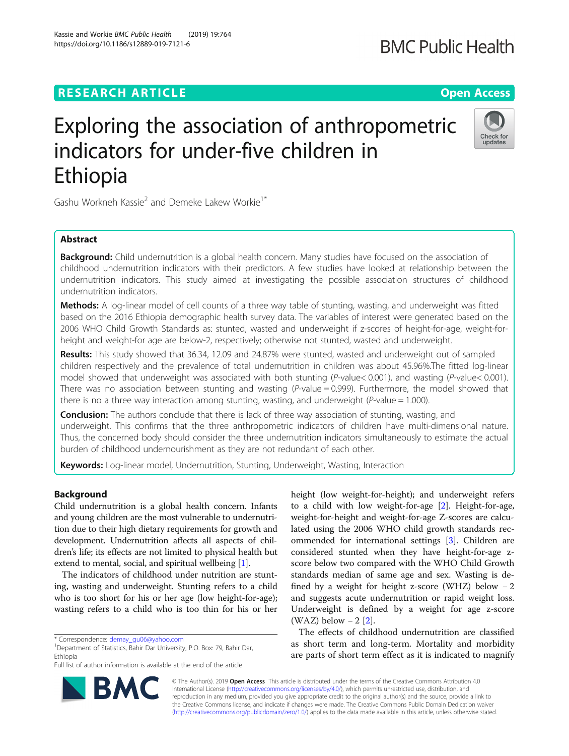RESEARCH ARTICLE

Open Access

# Exploring the association of anthropometric indicators for under-five children in Ethiopia

Gashu Workneh Kassie[2] and Demeke Lakew Workie[1*]

## Abstract

**Background:** Child undernutrition is a global health concern. Many studies have focused on the association of childhood undernutrition indicators with their predictors. A few studies have looked at relationship between the undernutrition indicators. This study aimed at investigating the possible association structures of childhood undernutrition indicators.

**Methods:** A log-linear model of cell counts of a three way table of stunting, wasting, and underweight was fitted based on the 2016 Ethiopia demographic health survey data. The variables of interest were generated based on the 2006 WHO Child Growth Standards as: stunted, wasted and underweight if z-scores of height-for-age, weight-for-height and weight-for age are below-2, respectively; otherwise not stunted, wasted and underweight.

**Results:** This study showed that 36.34, 12.09 and 24.87% were stunted, wasted and underweight out of sampled children respectively and the prevalence of total undernutrition in children was about 45.96%.The fitted log-linear model showed that underweight was associated with both stunting (*P*-value< 0.001), and wasting (*P*-value< 0.001). There was no association between stunting and wasting (*P*-value = 0.999). Furthermore, the model showed that there is no a three way interaction among stunting, wasting, and underweight (*P*-value = 1.000).

**Conclusion:** The authors conclude that there is lack of three way association of stunting, wasting, and underweight. This confirms that the three anthropometric indicators of children have multi-dimensional nature. Thus, the concerned body should consider the three undernutrition indicators simultaneously to estimate the actual burden of childhood undernourishment as they are not redundant of each other.

**Keywords:** Log-linear model, Undernutrition, Stunting, Underweight, Wasting, Interaction

## Background

Child undernutrition is a global health concern. Infants and young children are the most vulnerable to undernutrition due to their high dietary requirements for growth and development. Undernutrition affects all aspects of children's life; its effects are not limited to physical health but extend to mental, social, and spiritual wellbeing [1].

The indicators of childhood under nutrition are stunting, wasting and underweight. Stunting refers to a child who is too short for his or her age (low height-for-age); wasting refers to a child who is too thin for his or her height (low weight-for-height); and underweight refers to a child with low weight-for-age [2]. Height-for-age, weight-for-height and weight-for-age Z-scores are calculated using the 2006 WHO child growth standards recommended for international settings [3]. Children are considered stunted when they have height-for-age z-score below two compared with the WHO Child Growth standards median of same age and sex. Wasting is defined by a weight for height z-score (WHZ) below − 2 and suggests acute undernutrition or rapid weight loss. Underweight is defined by a weight for age z-score (WAZ) below − 2 [2].

The effects of childhood undernutrition are classified as short term and long-term. Mortality and morbidity are parts of short term effect as it is indicated to magnify

\* Correspondence: demay_gu06@yahoo.com
[1]Department of Statistics, Bahir Dar University, P.O. Box: 79, Bahir Dar, Ethiopia
Full list of author information is available at the end of the article

© The Author(s). 2019 **Open Access** This article is distributed under the terms of the Creative Commons Attribution 4.0 International License (http://creativecommons.org/licenses/by/4.0/), which permits unrestricted use, distribution, and reproduction in any medium, provided you give appropriate credit to the original author(s) and the source, provide a link to the Creative Commons license, and indicate if changes were made. The Creative Commons Public Domain Dedication waiver (http://creativecommons.org/publicdomain/zero/1.0/) applies to the data made available in this article, unless otherwise stated.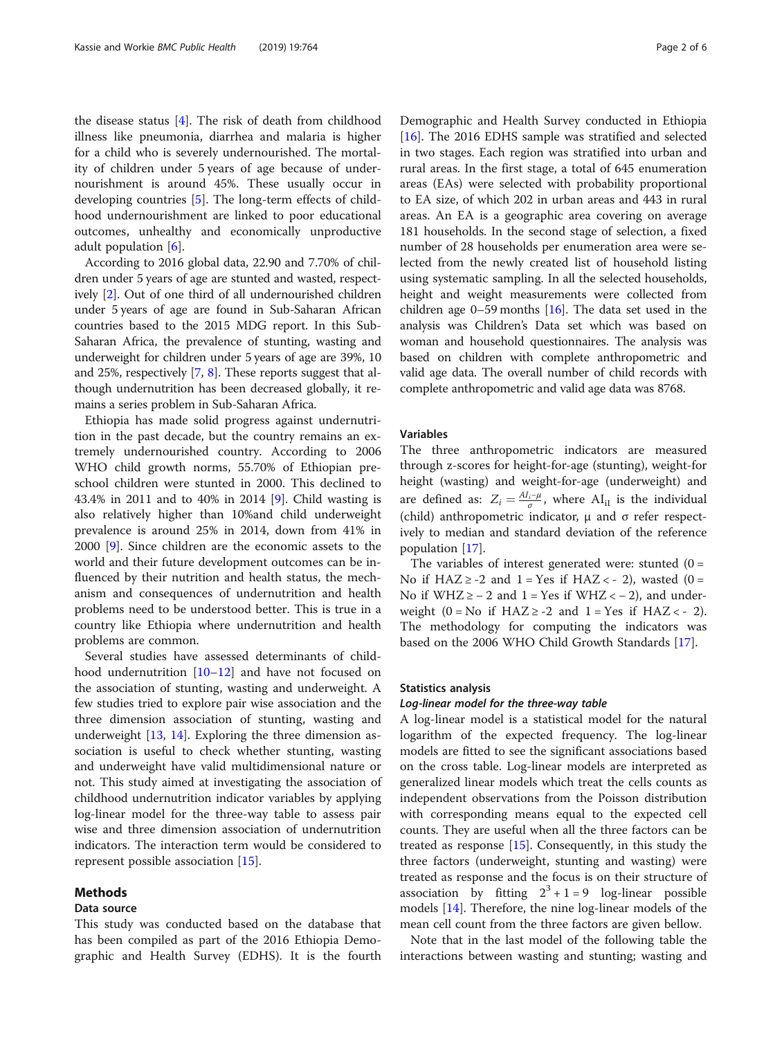the disease status [4]. The risk of death from childhood illness like pneumonia, diarrhea and malaria is higher for a child who is severely undernourished. The mortality of children under 5 years of age because of undernourishment is around 45%. These usually occur in developing countries [5]. The long-term effects of childhood undernourishment are linked to poor educational outcomes, unhealthy and economically unproductive adult population [6].

According to 2016 global data, 22.90 and 7.70% of children under 5 years of age are stunted and wasted, respectively [2]. Out of one third of all undernourished children under 5 years of age are found in Sub-Saharan African countries based to the 2015 MDG report. In this Sub-Saharan Africa, the prevalence of stunting, wasting and underweight for children under 5 years of age are 39%, 10 and 25%, respectively [7, 8]. These reports suggest that although undernutrition has been decreased globally, it remains a series problem in Sub-Saharan Africa.

Ethiopia has made solid progress against undernutrition in the past decade, but the country remains an extremely undernourished country. According to 2006 WHO child growth norms, 55.70% of Ethiopian preschool children were stunted in 2000. This declined to 43.4% in 2011 and to 40% in 2014 [9]. Child wasting is also relatively higher than 10%and child underweight prevalence is around 25% in 2014, down from 41% in 2000 [9]. Since children are the economic assets to the world and their future development outcomes can be influenced by their nutrition and health status, the mechanism and consequences of undernutrition and health problems need to be understood better. This is true in a country like Ethiopia where undernutrition and health problems are common.

Several studies have assessed determinants of childhood undernutrition [10–12] and have not focused on the association of stunting, wasting and underweight. A few studies tried to explore pair wise association and the three dimension association of stunting, wasting and underweight [13, 14]. Exploring the three dimension association is useful to check whether stunting, wasting and underweight have valid multidimensional nature or not. This study aimed at investigating the association of childhood undernutrition indicator variables by applying log-linear model for the three-way table to assess pair wise and three dimension association of undernutrition indicators. The interaction term would be considered to represent possible association [15].

## Methods

### Data source

This study was conducted based on the database that has been compiled as part of the 2016 Ethiopia Demographic and Health Survey (EDHS). It is the fourth Demographic and Health Survey conducted in Ethiopia [16]. The 2016 EDHS sample was stratified and selected in two stages. Each region was stratified into urban and rural areas. In the first stage, a total of 645 enumeration areas (EAs) were selected with probability proportional to EA size, of which 202 in urban areas and 443 in rural areas. An EA is a geographic area covering on average 181 households. In the second stage of selection, a fixed number of 28 households per enumeration area were selected from the newly created list of household listing using systematic sampling. In all the selected households, height and weight measurements were collected from children age 0–59 months [16]. The data set used in the analysis was Children's Data set which was based on woman and household questionnaires. The analysis was based on children with complete anthropometric and valid age data. The overall number of child records with complete anthropometric and valid age data was 8768.

### Variables

The three anthropometric indicators are measured through z-scores for height-for-age (stunting), weight-for height (wasting) and weight-for-age (underweight) and are defined as: $Z_i = \frac{AI_i - \mu}{\sigma}$, where $AI_{iI}$ is the individual (child) anthropometric indicator, μ and σ refer respectively to median and standard deviation of the reference population [17].

The variables of interest generated were: stunted (0 = No if HAZ ≥ -2 and 1 = Yes if HAZ < - 2), wasted (0 = No if WHZ ≥ − 2 and 1 = Yes if WHZ < − 2), and underweight (0 = No if HAZ ≥ -2 and 1 = Yes if HAZ < - 2). The methodology for computing the indicators was based on the 2006 WHO Child Growth Standards [17].

### Statistics analysis

#### *Log-linear model for the three-way table*

A log-linear model is a statistical model for the natural logarithm of the expected frequency. The log-linear models are fitted to see the significant associations based on the cross table. Log-linear models are interpreted as generalized linear models which treat the cells counts as independent observations from the Poisson distribution with corresponding means equal to the expected cell counts. They are useful when all the three factors can be treated as response [15]. Consequently, in this study the three factors (underweight, stunting and wasting) were treated as response and the focus is on their structure of association by fitting $2^3 + 1 = 9$ log-linear possible models [14]. Therefore, the nine log-linear models of the mean cell count from the three factors are given bellow.

Note that in the last model of the following table the interactions between wasting and stunting; wasting and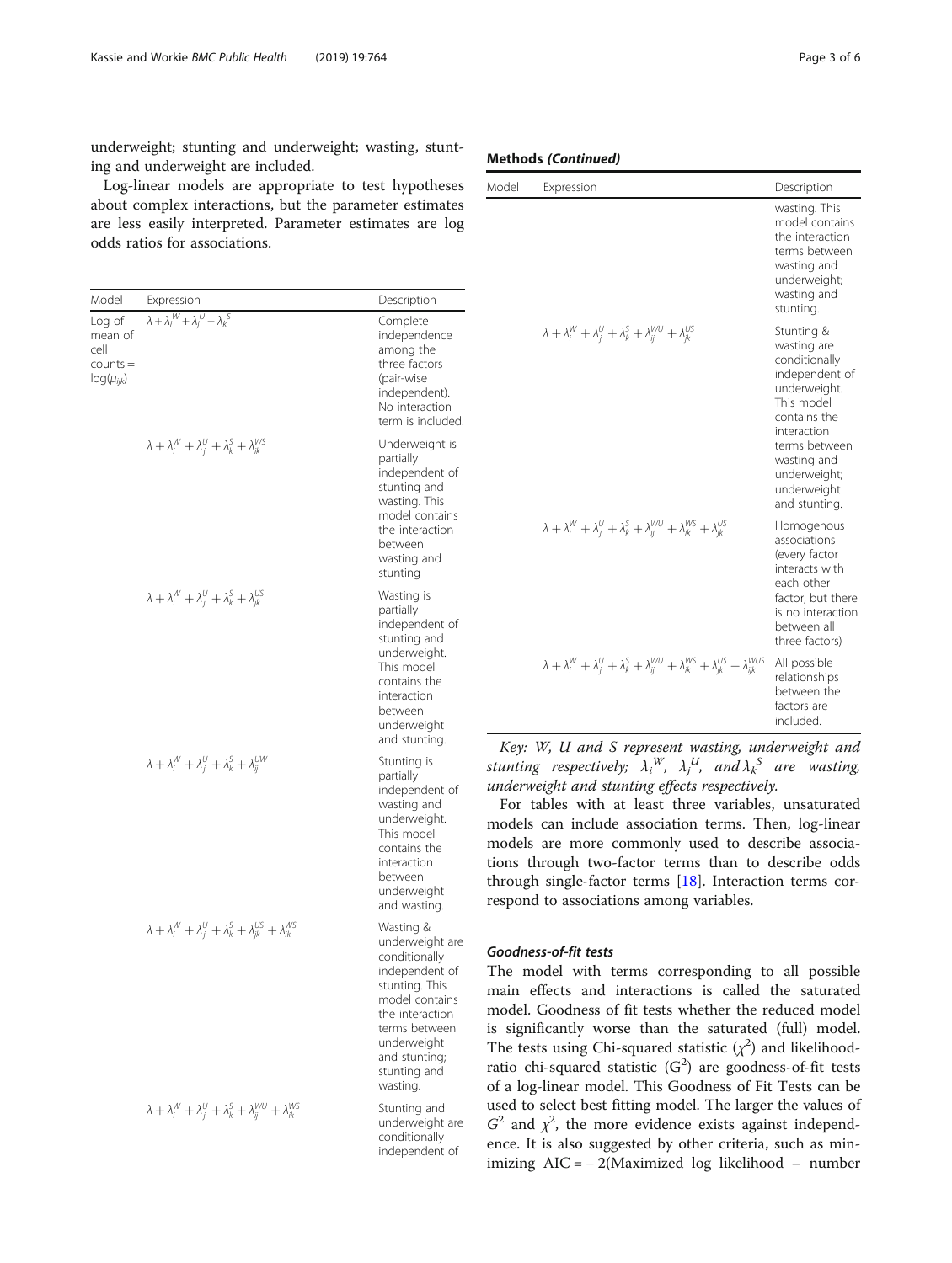underweight; stunting and underweight; wasting, stunting and underweight are included.

Log-linear models are appropriate to test hypotheses about complex interactions, but the parameter estimates are less easily interpreted. Parameter estimates are log odds ratios for associations.

| Model | Expression | Description |
|---|---|---|
| Log of mean of cell counts = $\log(\mu_{ijk})$ | $\lambda + \lambda_i^W + \lambda_j^U + \lambda_k^S$ | Complete independence among the three factors (pair-wise independent). No interaction term is included. |
| | $\lambda + \lambda_i^W + \lambda_j^U + \lambda_k^S + \lambda_{ik}^{WS}$ | Underweight is partially independent of stunting and wasting. This model contains the interaction between wasting and stunting |
| | $\lambda + \lambda_i^W + \lambda_j^U + \lambda_k^S + \lambda_{jk}^{US}$ | Wasting is partially independent of stunting and underweight. This model contains the interaction between underweight and stunting. |
| | $\lambda + \lambda_i^W + \lambda_j^U + \lambda_k^S + \lambda_{ij}^{UW}$ | Stunting is partially independent of wasting and underweight. This model contains the interaction between underweight and wasting. |
| | $\lambda + \lambda_i^W + \lambda_j^U + \lambda_k^S + \lambda_{jk}^{US} + \lambda_{ik}^{WS}$ | Wasting & underweight are conditionally independent of stunting. This model contains the interaction terms between underweight and stunting; stunting and wasting. |
| | $\lambda + \lambda_i^W + \lambda_j^U + \lambda_k^S + \lambda_{ij}^{WU} + \lambda_{ik}^{WS}$ | Stunting and underweight are conditionally independent of wasting. This model contains the interaction terms between wasting and underweight; wasting and stunting. |
| | $\lambda + \lambda_i^W + \lambda_j^U + \lambda_k^S + \lambda_{ij}^{WU} + \lambda_{jk}^{US}$ | Stunting & wasting are conditionally independent of underweight. This model contains the interaction terms between wasting and underweight; underweight and stunting. |
| | $\lambda + \lambda_i^W + \lambda_j^U + \lambda_k^S + \lambda_{ij}^{WU} + \lambda_{ik}^{WS} + \lambda_{jk}^{US}$ | Homogenous associations (every factor interacts with each other factor, but there is no interaction between all three factors) |
| | $\lambda + \lambda_i^W + \lambda_j^U + \lambda_k^S + \lambda_{ij}^{WU} + \lambda_{ik}^{WS} + \lambda_{jk}^{US} + \lambda_{ijk}^{WUS}$ | All possible relationships between the factors are included. |

*Key: W, U and S represent wasting, underweight and stunting respectively; $\lambda_i^W$, $\lambda_j^U$, and $\lambda_k^S$ are wasting, underweight and stunting effects respectively.*

For tables with at least three variables, unsaturated models can include association terms. Then, log-linear models are more commonly used to describe associations through two-factor terms than to describe odds through single-factor terms [18]. Interaction terms correspond to associations among variables.

### Goodness-of-fit tests

The model with terms corresponding to all possible main effects and interactions is called the saturated model. Goodness of fit tests whether the reduced model is significantly worse than the saturated (full) model. The tests using Chi-squared statistic ($\chi^2$) and likelihood-ratio chi-squared statistic ($G^2$) are goodness-of-fit tests of a log-linear model. This Goodness of Fit Tests can be used to select best fitting model. The larger the values of $G^2$ and $\chi^2$, the more evidence exists against independence. It is also suggested by other criteria, such as minimizing AIC = − 2(Maximized log likelihood − number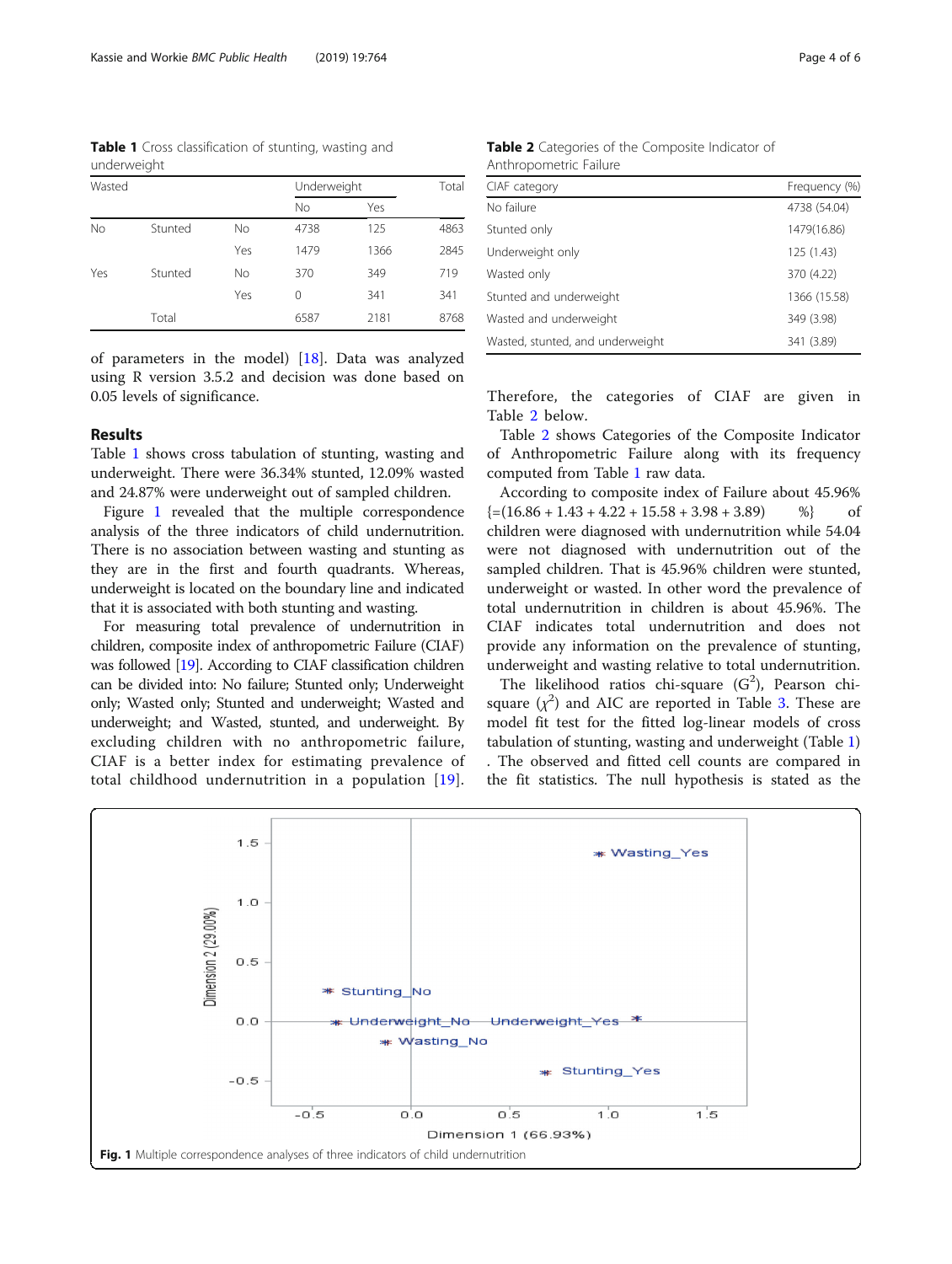**Table 1** Cross classification of stunting, wasting and underweight

| Wasted | | | Underweight | | Total |
|---|---|---|---|---|---|
| | | | No | Yes | |
| No | Stunted | No | 4738 | 125 | 4863 |
| | | Yes | 1479 | 1366 | 2845 |
| Yes | Stunted | No | 370 | 349 | 719 |
| | | Yes | 0 | 341 | 341 |
| | Total | | 6587 | 2181 | 8768 |

of parameters in the model) [18]. Data was analyzed using R version 3.5.2 and decision was done based on 0.05 levels of significance.

## Results

Table 1 shows cross tabulation of stunting, wasting and underweight. There were 36.34% stunted, 12.09% wasted and 24.87% were underweight out of sampled children.

Figure 1 revealed that the multiple correspondence analysis of the three indicators of child undernutrition. There is no association between wasting and stunting as they are in the first and fourth quadrants. Whereas, underweight is located on the boundary line and indicated that it is associated with both stunting and wasting.

For measuring total prevalence of undernutrition in children, composite index of anthropometric Failure (CIAF) was followed [19]. According to CIAF classification children can be divided into: No failure; Stunted only; Underweight only; Wasted only; Stunted and underweight; Wasted and underweight; and Wasted, stunted, and underweight. By excluding children with no anthropometric failure, CIAF is a better index for estimating prevalence of total childhood undernutrition in a population [19].

**Table 2** Categories of the Composite Indicator of Anthropometric Failure

| CIAF category | Frequency (%) |
|---|---|
| No failure | 4738 (54.04) |
| Stunted only | 1479(16.86) |
| Underweight only | 125 (1.43) |
| Wasted only | 370 (4.22) |
| Stunted and underweight | 1366 (15.58) |
| Wasted and underweight | 349 (3.98) |
| Wasted, stunted, and underweight | 341 (3.89) |

Therefore, the categories of CIAF are given in Table 2 below.

Table 2 shows Categories of the Composite Indicator of Anthropometric Failure along with its frequency computed from Table 1 raw data.

According to composite index of Failure about 45.96% {=(16.86 + 1.43 + 4.22 + 15.58 + 3.98 + 3.89) %} of children were diagnosed with undernutrition while 54.04 were not diagnosed with undernutrition out of the sampled children. That is 45.96% children were stunted, underweight or wasted. In other word the prevalence of total undernutrition in children is about 45.96%. The CIAF indicates total undernutrition and does not provide any information on the prevalence of stunting, underweight and wasting relative to total undernutrition.

The likelihood ratios chi-square ($G^2$), Pearson chi-square ($\chi^2$) and AIC are reported in Table 3. These are model fit test for the fitted log-linear models of cross tabulation of stunting, wasting and underweight (Table 1). The observed and fitted cell counts are compared in the fit statistics. The null hypothesis is stated as the

**Fig. 1** Multiple correspondence analyses of three indicators of child undernutrition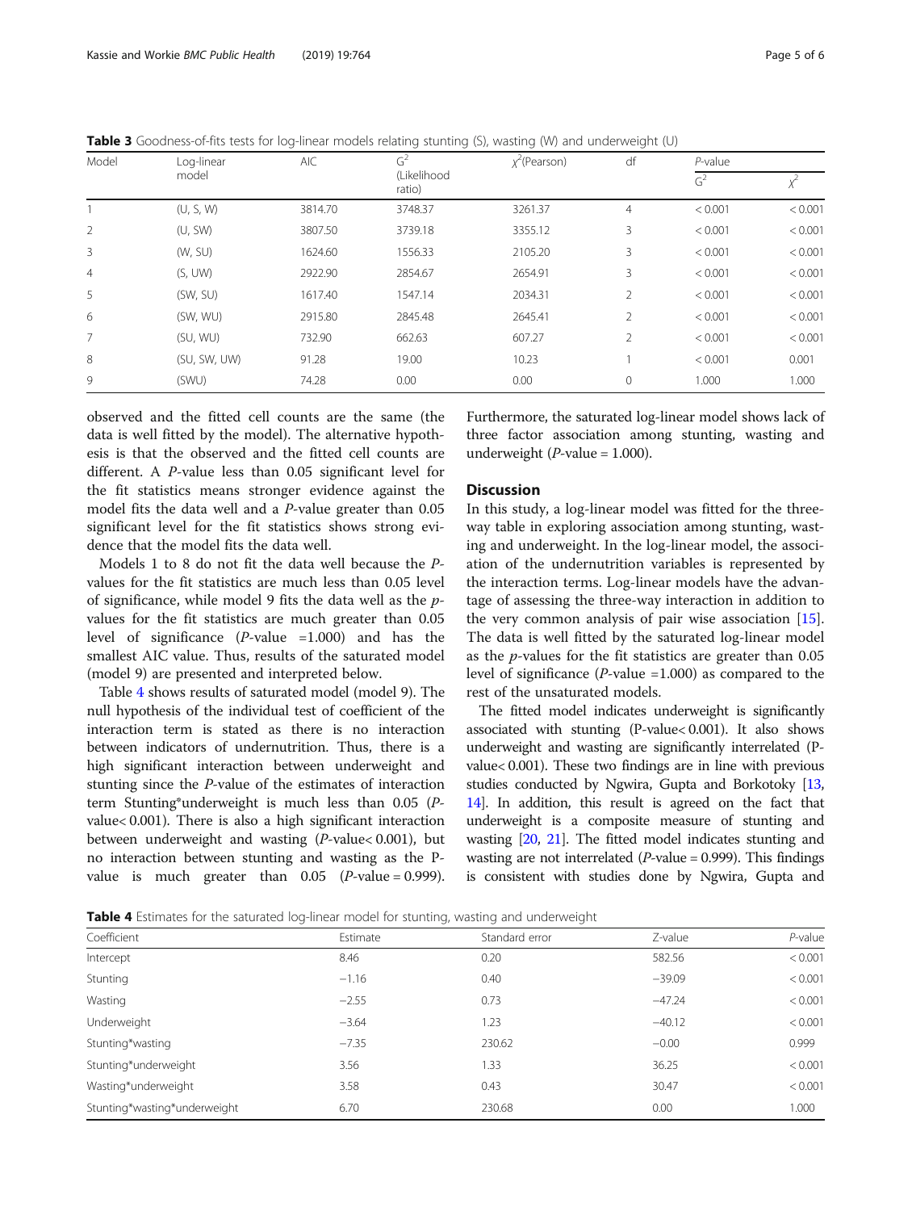**Table 3** Goodness-of-fits tests for log-linear models relating stunting (S), wasting (W) and underweight (U)

| Model | Log-linear model | AIC | $G^2$ (Likelihood ratio) | $\chi^2$(Pearson) | df | *P*-value | |
|---|---|---|---|---|---|---|---|
| | | | | | | $G^2$ | $\chi^2$ |
| 1 | (U, S, W) | 3814.70 | 3748.37 | 3261.37 | 4 | < 0.001 | < 0.001 |
| 2 | (U, SW) | 3807.50 | 3739.18 | 3355.12 | 3 | < 0.001 | < 0.001 |
| 3 | (W, SU) | 1624.60 | 1556.33 | 2105.20 | 3 | < 0.001 | < 0.001 |
| 4 | (S, UW) | 2922.90 | 2854.67 | 2654.91 | 3 | < 0.001 | < 0.001 |
| 5 | (SW, SU) | 1617.40 | 1547.14 | 2034.31 | 2 | < 0.001 | < 0.001 |
| 6 | (SW, WU) | 2915.80 | 2845.48 | 2645.41 | 2 | < 0.001 | < 0.001 |
| 7 | (SU, WU) | 732.90 | 662.63 | 607.27 | 2 | < 0.001 | < 0.001 |
| 8 | (SU, SW, UW) | 91.28 | 19.00 | 10.23 | 1 | < 0.001 | 0.001 |
| 9 | (SWU) | 74.28 | 0.00 | 0.00 | 0 | 1.000 | 1.000 |

observed and the fitted cell counts are the same (the data is well fitted by the model). The alternative hypothesis is that the observed and the fitted cell counts are different. A *P*-value less than 0.05 significant level for the fit statistics means stronger evidence against the model fits the data well and a *P*-value greater than 0.05 significant level for the fit statistics shows strong evidence that the model fits the data well.

Models 1 to 8 do not fit the data well because the *P*-values for the fit statistics are much less than 0.05 level of significance, while model 9 fits the data well as the *p*-values for the fit statistics are much greater than 0.05 level of significance (*P*-value =1.000) and has the smallest AIC value. Thus, results of the saturated model (model 9) are presented and interpreted below.

Table 4 shows results of saturated model (model 9). The null hypothesis of the individual test of coefficient of the interaction term is stated as there is no interaction between indicators of undernutrition. Thus, there is a high significant interaction between underweight and stunting since the *P*-value of the estimates of interaction term Stunting*underweight is much less than 0.05 (*P*-value< 0.001). There is also a high significant interaction between underweight and wasting (*P*-value< 0.001), but no interaction between stunting and wasting as the P-value is much greater than 0.05 (*P*-value = 0.999). Furthermore, the saturated log-linear model shows lack of three factor association among stunting, wasting and underweight (*P*-value = 1.000).

## Discussion

In this study, a log-linear model was fitted for the three-way table in exploring association among stunting, wasting and underweight. In the log-linear model, the association of the undernutrition variables is represented by the interaction terms. Log-linear models have the advantage of assessing the three-way interaction in addition to the very common analysis of pair wise association [15]. The data is well fitted by the saturated log-linear model as the *p*-values for the fit statistics are greater than 0.05 level of significance (*P*-value =1.000) as compared to the rest of the unsaturated models.

The fitted model indicates underweight is significantly associated with stunting (P-value< 0.001). It also shows underweight and wasting are significantly interrelated (P-value< 0.001). These two findings are in line with previous studies conducted by Ngwira, Gupta and Borkotoky [13, 14]. In addition, this result is agreed on the fact that underweight is a composite measure of stunting and wasting [20, 21]. The fitted model indicates stunting and wasting are not interrelated (*P*-value = 0.999). This findings is consistent with studies done by Ngwira, Gupta and

**Table 4** Estimates for the saturated log-linear model for stunting, wasting and underweight

| Coefficient | Estimate | Standard error | Z-value | *P*-value |
|---|---|---|---|---|
| Intercept | 8.46 | 0.20 | 582.56 | < 0.001 |
| Stunting | −1.16 | 0.40 | −39.09 | < 0.001 |
| Wasting | −2.55 | 0.73 | −47.24 | < 0.001 |
| Underweight | −3.64 | 1.23 | −40.12 | < 0.001 |
| Stunting*wasting | −7.35 | 230.62 | −0.00 | 0.999 |
| Stunting*underweight | 3.56 | 1.33 | 36.25 | < 0.001 |
| Wasting*underweight | 3.58 | 0.43 | 30.47 | < 0.001 |
| Stunting*wasting*underweight | 6.70 | 230.68 | 0.00 | 1.000 |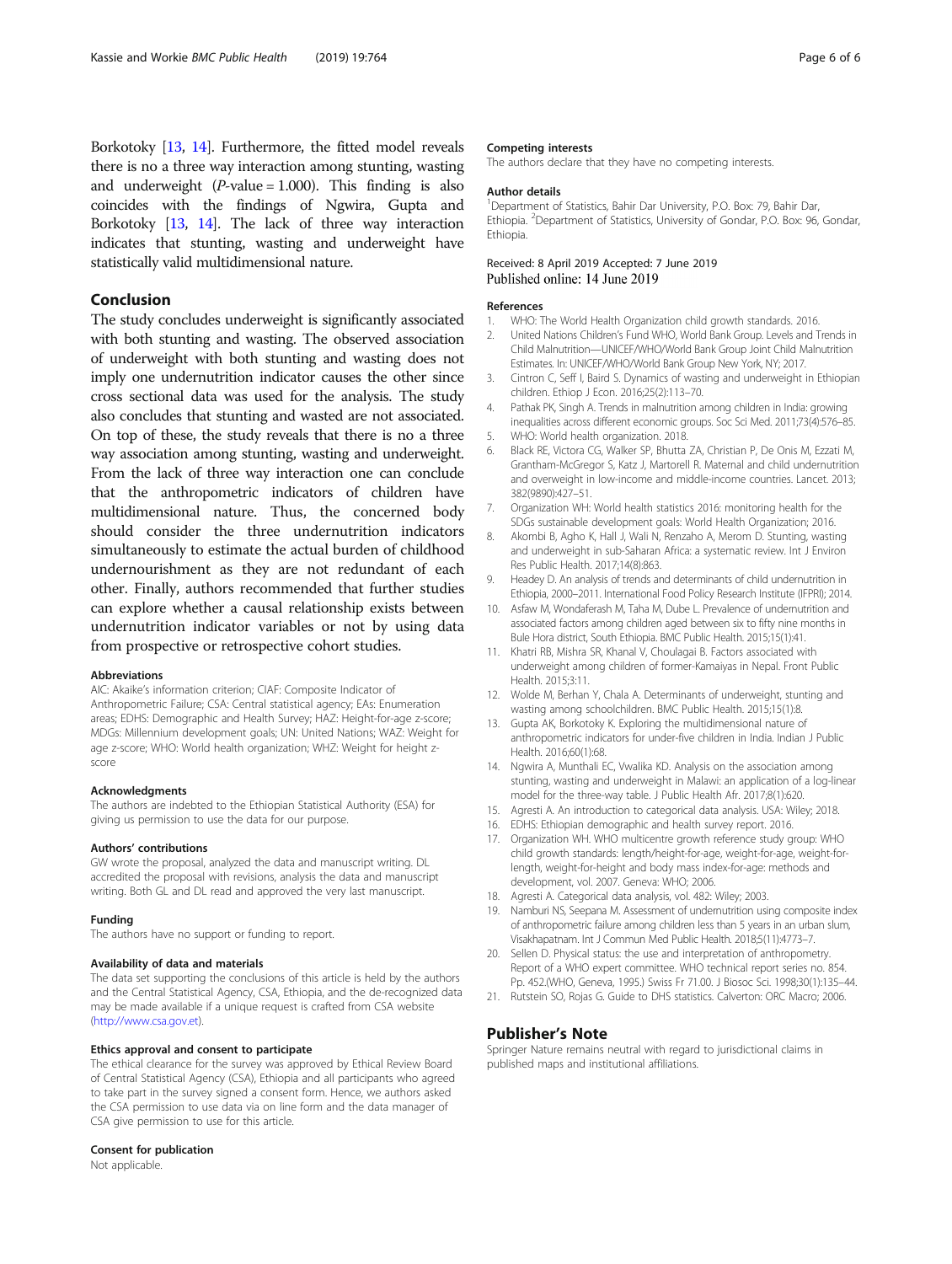Borkotoky [13, 14]. Furthermore, the fitted model reveals there is no a three way interaction among stunting, wasting and underweight ($P$-value = 1.000). This finding is also coincides with the findings of Ngwira, Gupta and Borkotoky [13, 14]. The lack of three way interaction indicates that stunting, wasting and underweight have statistically valid multidimensional nature.

## Conclusion

The study concludes underweight is significantly associated with both stunting and wasting. The observed association of underweight with both stunting and wasting does not imply one undernutrition indicator causes the other since cross sectional data was used for the analysis. The study also concludes that stunting and wasted are not associated. On top of these, the study reveals that there is no a three way association among stunting, wasting and underweight. From the lack of three way interaction one can conclude that the anthropometric indicators of children have multidimensional nature. Thus, the concerned body should consider the three undernutrition indicators simultaneously to estimate the actual burden of childhood undernourishment as they are not redundant of each other. Finally, authors recommended that further studies can explore whether a causal relationship exists between undernutrition indicator variables or not by using data from prospective or retrospective cohort studies.

### Abbreviations

AIC: Akaike's information criterion; CIAF: Composite Indicator of Anthropometric Failure; CSA: Central statistical agency; EAs: Enumeration areas; EDHS: Demographic and Health Survey; HAZ: Height-for-age z-score; MDGs: Millennium development goals; UN: United Nations; WAZ: Weight for age z-score; WHO: World health organization; WHZ: Weight for height z-score

### Acknowledgments

The authors are indebted to the Ethiopian Statistical Authority (ESA) for giving us permission to use the data for our purpose.

### Authors' contributions

GW wrote the proposal, analyzed the data and manuscript writing. DL accredited the proposal with revisions, analysis the data and manuscript writing. Both GL and DL read and approved the very last manuscript.

### Funding

The authors have no support or funding to report.

### Availability of data and materials

The data set supporting the conclusions of this article is held by the authors and the Central Statistical Agency, CSA, Ethiopia, and the de-recognized data may be made available if a unique request is crafted from CSA website (http://www.csa.gov.et).

### Ethics approval and consent to participate

The ethical clearance for the survey was approved by Ethical Review Board of Central Statistical Agency (CSA), Ethiopia and all participants who agreed to take part in the survey signed a consent form. Hence, we authors asked the CSA permission to use data via on line form and the data manager of CSA give permission to use for this article.

### Consent for publication

Not applicable.

### Competing interests

The authors declare that they have no competing interests.

### Author details

[1]Department of Statistics, Bahir Dar University, P.O. Box: 79, Bahir Dar, Ethiopia. [2]Department of Statistics, University of Gondar, P.O. Box: 96, Gondar, Ethiopia.

Received: 8 April 2019 Accepted: 7 June 2019
Published online: 14 June 2019

### References

1. WHO: The World Health Organization child growth standards. 2016.
2. United Nations Children's Fund WHO, World Bank Group. Levels and Trends in Child Malnutrition—UNICEF/WHO/World Bank Group Joint Child Malnutrition Estimates. In: UNICEF/WHO/World Bank Group New York, NY; 2017.
3. Citron C, Seff I, Baird S. Dynamics of wasting and underweight in Ethiopian children. Ethiop J Econ. 2016;25(2):113–70.
4. Pathak PK, Singh A. Trends in malnutrition among children in India: growing inequalities across different economic groups. Soc Sci Med. 2011;73(4):576–85.
5. WHO: World health organization. 2018.
6. Black RE, Victora CG, Walker SP, Bhutta ZA, Christian P, De Onis M, Ezzati M, Grantham-McGregor S, Katz J, Martorell R. Maternal and child undernutrition and overweight in low-income and middle-income countries. Lancet. 2013; 382(9890):427–51.
7. Organization WH: World health statistics 2016: monitoring health for the SDGs sustainable development goals: World Health Organization; 2016.
8. Akombi B, Agho K, Hall J, Wali N, Renzaho A, Merom D. Stunting, wasting and underweight in sub-Saharan Africa: a systematic review. Int J Environ Res Public Health. 2017;14(8):863.
9. Headey D. An analysis of trends and determinants of child undernutrition in Ethiopia, 2000–2011. International Food Policy Research Institute (IFPRI); 2014.
10. Asfaw M, Wondaferash M, Taha M, Dube L. Prevalence of undernutrition and associated factors among children aged between six to fifty nine months in Bule Hora district, South Ethiopia. BMC Public Health. 2015;15(1):41.
11. Khatri RB, Mishra SR, Khanal V, Choulagai B. Factors associated with underweight among children of former-Kamaiyas in Nepal. Front Public Health. 2015;3:11.
12. Wolde M, Berhan Y, Chala A. Determinants of underweight, stunting and wasting among schoolchildren. BMC Public Health. 2015;15(1):8.
13. Gupta AK, Borkotoky K. Exploring the multidimensional nature of anthropometric indicators for under-five children in India. Indian J Public Health. 2016;60(1):68.
14. Ngwira A, Munthali EC, Vwalika KD. Analysis on the association among stunting, wasting and underweight in Malawi: an application of a log-linear model for the three-way table. J Public Health Afr. 2017;8(1):620.
15. Agresti A. An introduction to categorical data analysis. USA: Wiley; 2018.
16. EDHS: Ethiopian demographic and health survey report. 2016.
17. Organization WH. WHO multicentre growth reference study group: WHO child growth standards: length/height-for-age, weight-for-age, weight-for-length, weight-for-height and body mass index-for-age: methods and development, vol. 2007. Geneva: WHO; 2006.
18. Agresti A. Categorical data analysis, vol. 482: Wiley; 2003.
19. Namburi NS, Seepana M. Assessment of undernutrition using composite index of anthropometric failure among children less than 5 years in an urban slum, Visakhapatnam. Int J Commun Med Public Health. 2018;5(11):4773–7.
20. Sellen D. Physical status: the use and interpretation of anthropometry. Report of a WHO expert committee. WHO technical report series no. 854. Pp. 452.(WHO, Geneva, 1995.) Swiss Fr 71.00. J Biosoc Sci. 1998;30(1):135–44.
21. Rutstein SO, Rojas G. Guide to DHS statistics. Calverton: ORC Macro; 2006.

## Publisher's Note

Springer Nature remains neutral with regard to jurisdictional claims in published maps and institutional affiliations.